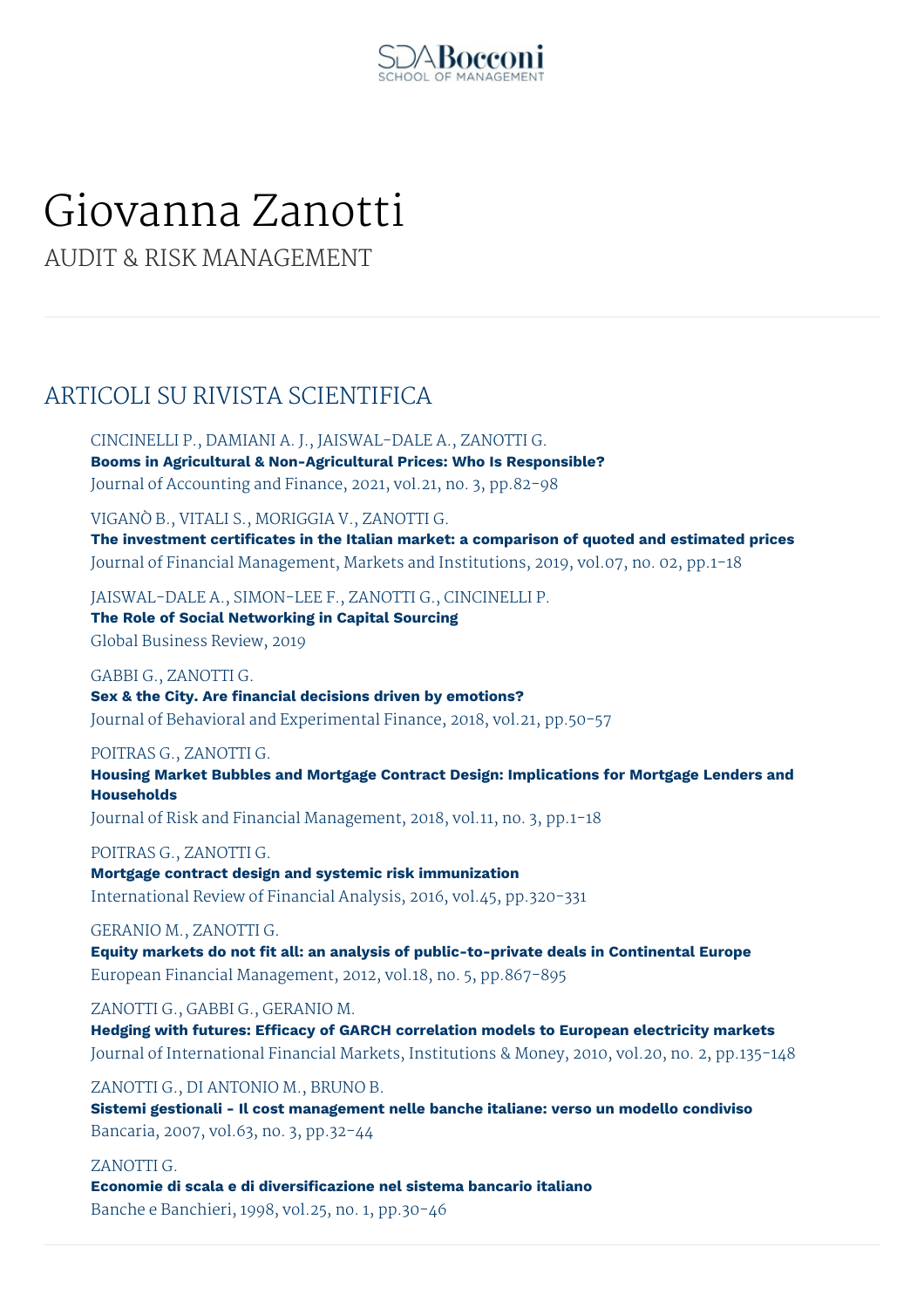SDA Bocconi
SCHOOL OF MANAGEMENT

# Giovanna Zanotti

AUDIT & RISK MANAGEMENT

## ARTICOLI SU RIVISTA SCIENTIFICA

CINCINELLI P., DAMIANI A. J., JAISWAL-DALE A., ZANOTTI G.
**Booms in Agricultural & Non-Agricultural Prices: Who Is Responsible?**
Journal of Accounting and Finance, 2021, vol.21, no. 3, pp.82-98

VIGANÒ B., VITALI S., MORIGGIA V., ZANOTTI G.
**The investment certificates in the Italian market: a comparison of quoted and estimated prices**
Journal of Financial Management, Markets and Institutions, 2019, vol.07, no. 02, pp.1-18

JAISWAL-DALE A., SIMON-LEE F., ZANOTTI G., CINCINELLI P.
**The Role of Social Networking in Capital Sourcing**
Global Business Review, 2019

GABBI G., ZANOTTI G.
**Sex & the City. Are financial decisions driven by emotions?**
Journal of Behavioral and Experimental Finance, 2018, vol.21, pp.50-57

POITRAS G., ZANOTTI G.
**Housing Market Bubbles and Mortgage Contract Design: Implications for Mortgage Lenders and Households**
Journal of Risk and Financial Management, 2018, vol.11, no. 3, pp.1-18

POITRAS G., ZANOTTI G.
**Mortgage contract design and systemic risk immunization**
International Review of Financial Analysis, 2016, vol.45, pp.320-331

GERANIO M., ZANOTTI G.
**Equity markets do not fit all: an analysis of public-to-private deals in Continental Europe**
European Financial Management, 2012, vol.18, no. 5, pp.867-895

ZANOTTI G., GABBI G., GERANIO M.
**Hedging with futures: Efficacy of GARCH correlation models to European electricity markets**
Journal of International Financial Markets, Institutions & Money, 2010, vol.20, no. 2, pp.135-148

ZANOTTI G., DI ANTONIO M., BRUNO B.
**Sistemi gestionali - Il cost management nelle banche italiane: verso un modello condiviso**
Bancaria, 2007, vol.63, no. 3, pp.32-44

ZANOTTI G.
**Economie di scala e di diversificazione nel sistema bancario italiano**
Banche e Banchieri, 1998, vol.25, no. 1, pp.30-46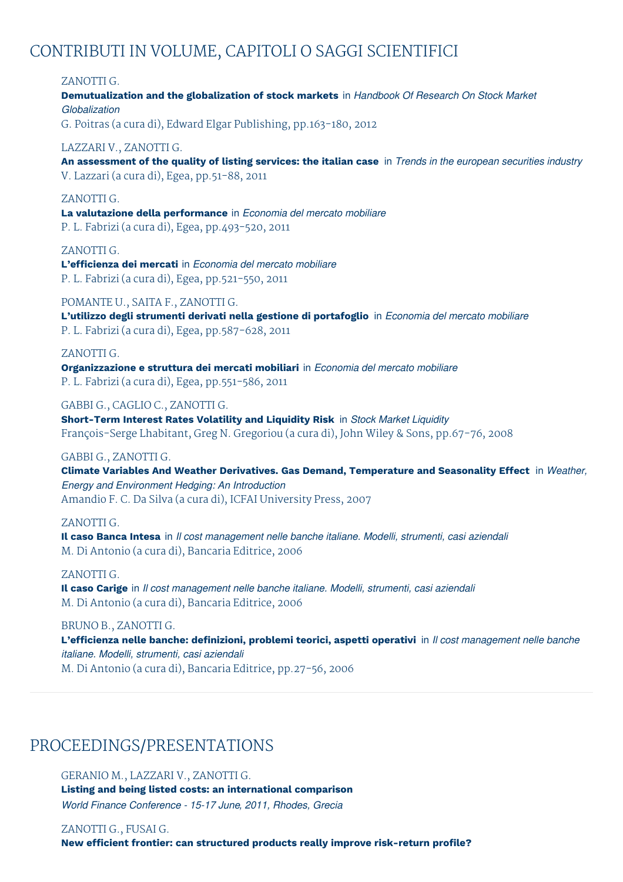## CONTRIBUTI IN VOLUME, CAPITOLI O SAGGI SCIENTIFICI

ZANOTTI G.
**Demutualization and the globalization of stock markets** in *Handbook Of Research On Stock Market Globalization*
G. Poitras (a cura di), Edward Elgar Publishing, pp.163-180, 2012

LAZZARI V., ZANOTTI G.
**An assessment of the quality of listing services: the italian case** in *Trends in the european securities industry*
V. Lazzari (a cura di), Egea, pp.51-88, 2011

ZANOTTI G.
**La valutazione della performance** in *Economia del mercato mobiliare*
P. L. Fabrizi (a cura di), Egea, pp.493-520, 2011

ZANOTTI G.
**L'efficienza dei mercati** in *Economia del mercato mobiliare*
P. L. Fabrizi (a cura di), Egea, pp.521-550, 2011

POMANTE U., SAITA F., ZANOTTI G.
**L'utilizzo degli strumenti derivati nella gestione di portafoglio** in *Economia del mercato mobiliare*
P. L. Fabrizi (a cura di), Egea, pp.587-628, 2011

ZANOTTI G.
**Organizzazione e struttura dei mercati mobiliari** in *Economia del mercato mobiliare*
P. L. Fabrizi (a cura di), Egea, pp.551-586, 2011

GABBI G., CAGLIO C., ZANOTTI G.
**Short-Term Interest Rates Volatility and Liquidity Risk** in *Stock Market Liquidity*
François-Serge Lhabitant, Greg N. Gregoriou (a cura di), John Wiley & Sons, pp.67-76, 2008

GABBI G., ZANOTTI G.
**Climate Variables And Weather Derivatives. Gas Demand, Temperature and Seasonality Effect** in *Weather, Energy and Environment Hedging: An Introduction*
Amandio F. C. Da Silva (a cura di), ICFAI University Press, 2007

ZANOTTI G.
**Il caso Banca Intesa** in *Il cost management nelle banche italiane. Modelli, strumenti, casi aziendali*
M. Di Antonio (a cura di), Bancaria Editrice, 2006

ZANOTTI G.
**Il caso Carige** in *Il cost management nelle banche italiane. Modelli, strumenti, casi aziendali*
M. Di Antonio (a cura di), Bancaria Editrice, 2006

BRUNO B., ZANOTTI G.
**L'efficienza nelle banche: definizioni, problemi teorici, aspetti operativi** in *Il cost management nelle banche italiane. Modelli, strumenti, casi aziendali*
M. Di Antonio (a cura di), Bancaria Editrice, pp.27-56, 2006

## PROCEEDINGS/PRESENTATIONS

GERANIO M., LAZZARI V., ZANOTTI G.
**Listing and being listed costs: an international comparison**
*World Finance Conference - 15-17 June, 2011, Rhodes, Grecia*

ZANOTTI G., FUSAI G.
**New efficient frontier: can structured products really improve risk-return profile?**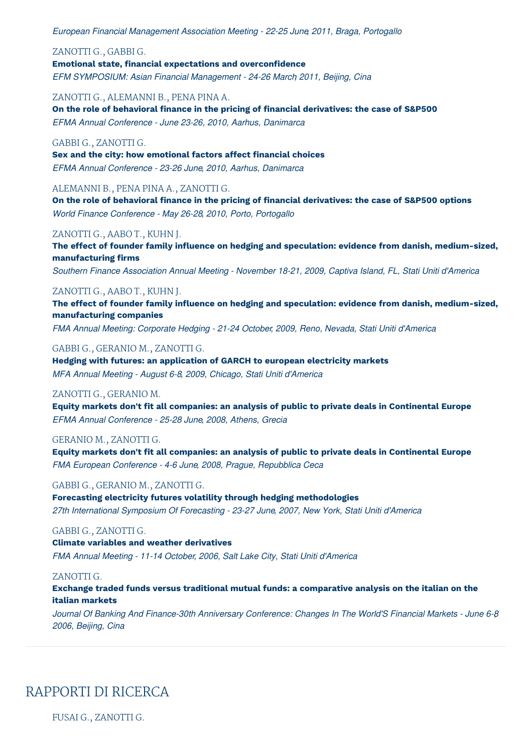*European Financial Management Association Meeting - 22-25 June, 2011, Braga, Portogallo*

ZANOTTI G., GABBI G.

**Emotional state, financial expectations and overconfidence**

*EFM SYMPOSIUM: Asian Financial Management - 24-26 March, 2011, Beijing, Cina*

ZANOTTI G., ALEMANNI B., PENA PINA A.

**On the role of behavioral finance in the pricing of financial derivatives: the case of S&P500**

*EFMA Annual Conference - June 23-26, 2010, Aarhus, Danimarca*

GABBI G., ZANOTTI G.

**Sex and the city: how emotional factors affect financial choices**

*EFMA Annual Conference - 23-26 June, 2010, Aarhus, Danimarca*

ALEMANNI B., PENA PINA A., ZANOTTI G.

**On the role of behavioral finance in the pricing of financial derivatives: the case of S&P500 options**

*World Finance Conference - May 26-28, 2010, Porto, Portogallo*

ZANOTTI G., AABO T., KUHN J.

**The effect of founder family influence on hedging and speculation: evidence from danish, medium-sized, manufacturing firms**

*Southern Finance Association Annual Meeting - November 18-21, 2009, Captiva Island, FL, Stati Uniti d'America*

ZANOTTI G., AABO T., KUHN J.

**The effect of founder family influence on hedging and speculation: evidence from danish, medium-sized, manufacturing companies**

*FMA Annual Meeting: Corporate Hedging - 21-24 October, 2009, Reno, Nevada, Stati Uniti d'America*

GABBI G., GERANIO M., ZANOTTI G.

**Hedging with futures: an application of GARCH to european electricity markets**

*MFA Annual Meeting - August 6-8, 2009, Chicago, Stati Uniti d'America*

ZANOTTI G., GERANIO M.

**Equity markets don't fit all companies: an analysis of public to private deals in Continental Europe**

*EFMA Annual Conference - 25-28 June, 2008, Athens, Grecia*

GERANIO M., ZANOTTI G.

**Equity markets don't fit all companies: an analysis of public to private deals in Continental Europe**

*FMA European Conference - 4-6 June, 2008, Prague, Repubblica Ceca*

GABBI G., GERANIO M., ZANOTTI G.

**Forecasting electricity futures volatility through hedging methodologies**

*27th International Symposium Of Forecasting - 23-27 June, 2007, New York, Stati Uniti d'America*

GABBI G., ZANOTTI G.

**Climate variables and weather derivatives**

*FMA Annual Meeting - 11-14 October, 2006, Salt Lake City, Stati Uniti d'America*

ZANOTTI G.

**Exchange traded funds versus traditional mutual funds: a comparative analysis on the italian on the italian markets**

*Journal Of Banking And Finance-30th Anniversary Conference: Changes In The World'S Financial Markets - June 6-8, 2006, Beijing, Cina*

# RAPPORTI DI RICERCA

FUSAI G., ZANOTTI G.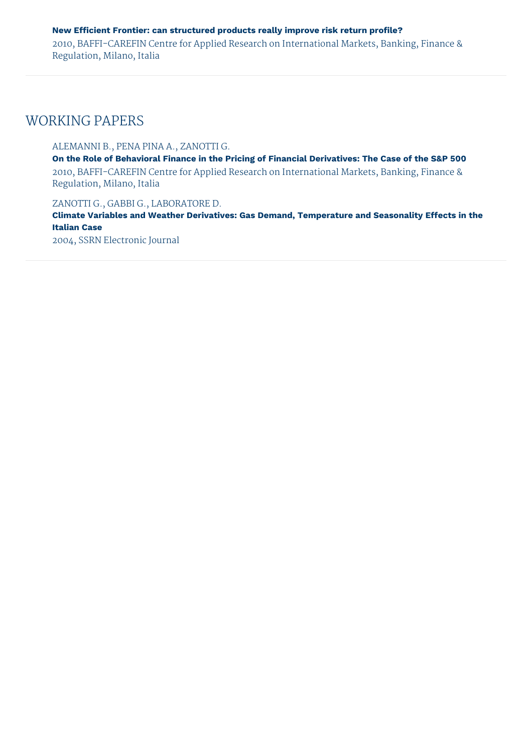**New Efficient Frontier: can structured products really improve risk return profile?**
2010, BAFFI-CAREFIN Centre for Applied Research on International Markets, Banking, Finance & Regulation, Milano, Italia

## WORKING PAPERS

ALEMANNI B., PENA PINA A., ZANOTTI G.
**On the Role of Behavioral Finance in the Pricing of Financial Derivatives: The Case of the S&P 500**
2010, BAFFI-CAREFIN Centre for Applied Research on International Markets, Banking, Finance & Regulation, Milano, Italia

ZANOTTI G., GABBI G., LABORATORE D.
**Climate Variables and Weather Derivatives: Gas Demand, Temperature and Seasonality Effects in the Italian Case**
2004, SSRN Electronic Journal